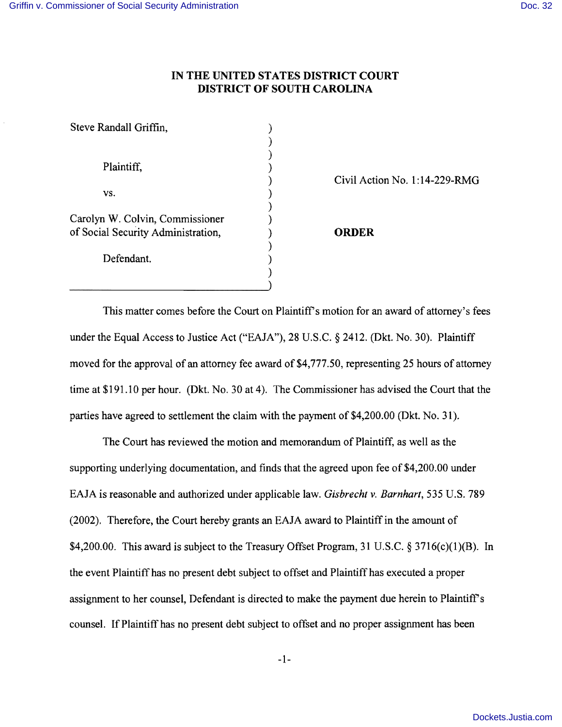# IN THE UNITED STATES DISTRICT COURT
# DISTRICT OF SOUTH CAROLINA

| | |
|---|---|
| Steve Randall Griffin,<br><br>Plaintiff,<br><br>vs.<br><br>Carolyn W. Colvin, Commissioner of Social Security Administration,<br><br>Defendant. | Civil Action No. 1:14-229-RMG<br><br>**ORDER** |

This matter comes before the Court on Plaintiff's motion for an award of attorney's fees under the Equal Access to Justice Act ("EAJA"), 28 U.S.C. § 2412. (Dkt. No. 30). Plaintiff moved for the approval of an attorney fee award of $4,777.50, representing 25 hours of attorney time at $191.10 per hour. (Dkt. No. 30 at 4). The Commissioner has advised the Court that the parties have agreed to settlement the claim with the payment of $4,200.00 (Dkt. No. 31).

The Court has reviewed the motion and memorandum of Plaintiff, as well as the supporting underlying documentation, and finds that the agreed upon fee of $4,200.00 under EAJA is reasonable and authorized under applicable law. *Gisbrecht v. Barnhart*, 535 U.S. 789 (2002). Therefore, the Court hereby grants an EAJA award to Plaintiff in the amount of $4,200.00. This award is subject to the Treasury Offset Program, 31 U.S.C. § 3716(c)(1)(B). In the event Plaintiff has no present debt subject to offset and Plaintiff has executed a proper assignment to her counsel, Defendant is directed to make the payment due herein to Plaintiff's counsel. If Plaintiff has no present debt subject to offset and no proper assignment has been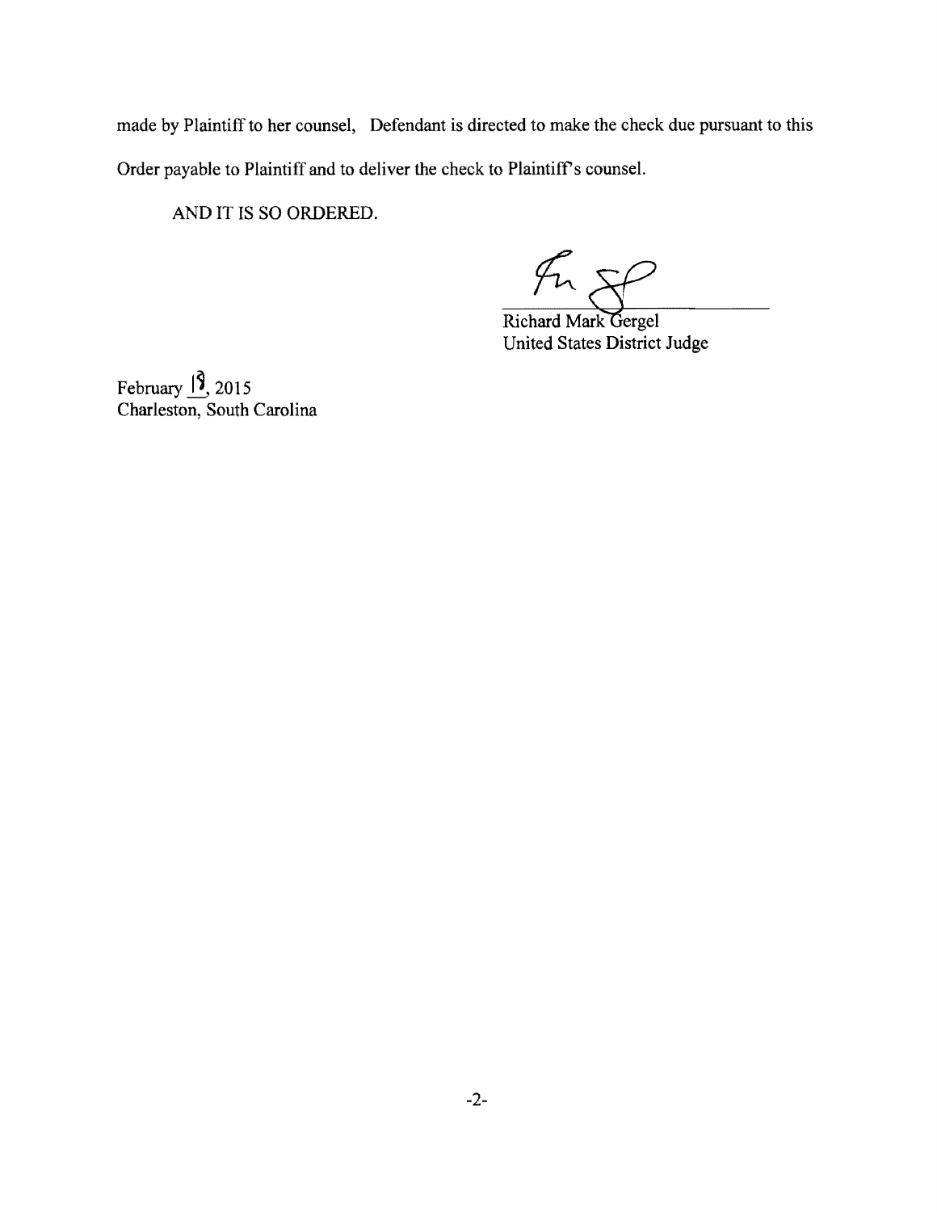made by Plaintiff to her counsel, Defendant is directed to make the check due pursuant to this Order payable to Plaintiff and to deliver the check to Plaintiff's counsel.

AND IT IS SO ORDERED.

Richard Mark Gergel
United States District Judge

February 19, 2015
Charleston, South Carolina